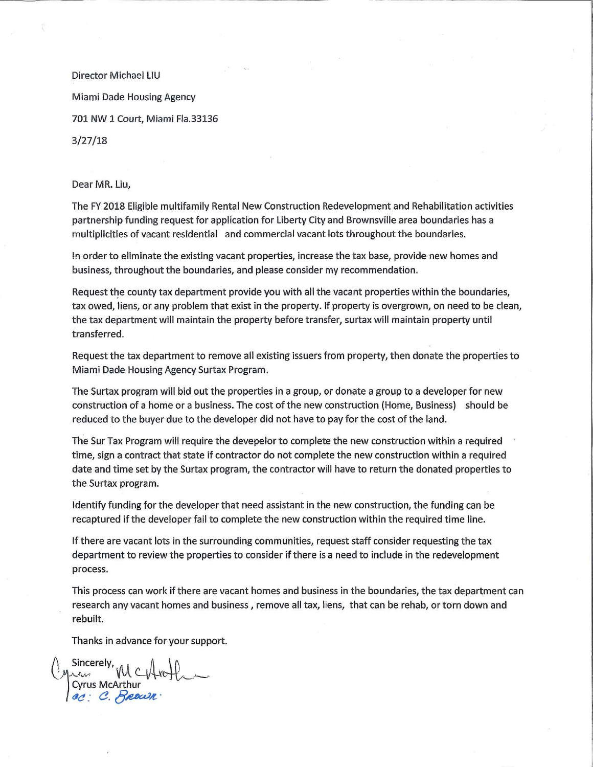Director Michael LIU

Miami Dade Housing Agency

701 NW 1 Court, Miami Fla.33136

3/27/18

Dear MR. Liu,

The FY 2018 Eligible multifamily Rental New Construction Redevelopment and Rehabilitation activities partnership funding request for application for Liberty City and Brownsville area boundaries has a multiplicities of vacant residential and commercial vacant lots throughout the boundaries.

In order to eliminate the existing vacant properties, increase the tax base, provide new homes and business, throughout the boundaries, and please consider my recommendation.

Request the county tax department provide you with all the vacant properties within the boundaries, tax owed, liens, or any problem that exist in the property. If property is overgrown, on need to be clean, the tax department will maintain the property before transfer, surtax will maintain property until transferred.

Request the tax department to remove all existing issuers from property, then donate the properties to Miami Dade Housing Agency Surtax Program.

The Surtax program will bid out the properties in a group, or donate a group to a developer for new construction of a home or a business. The cost of the new construction (Home, Business) should be reduced to the buyer due to the developer did not have to pay for the cost of the land.

The Sur Tax Program will require the devepelor to complete the new construction within a required time, sign a contract that state if contractor do not complete the new construction within a required date and time set by the Surtax program, the contractor will have to return the donated properties to the Surtax program.

Identify funding for the developer that need assistant in the new construction, the funding can be recaptured if the developer fail to complete the new construction within the required time line.

If there are vacant lots in the surrounding communities, request staff consider requesting the tax department to review the properties to consider if there is a need to include in the redevelopment process.

This process can work if there are vacant homes and business in the boundaries, the tax department can research any vacant homes and business , remove all tax, liens, that can be rehab, or torn down and rebuilt.

Thanks in advance for your support.

Sincerely,

Cyrus McArthur

cc: C. Brown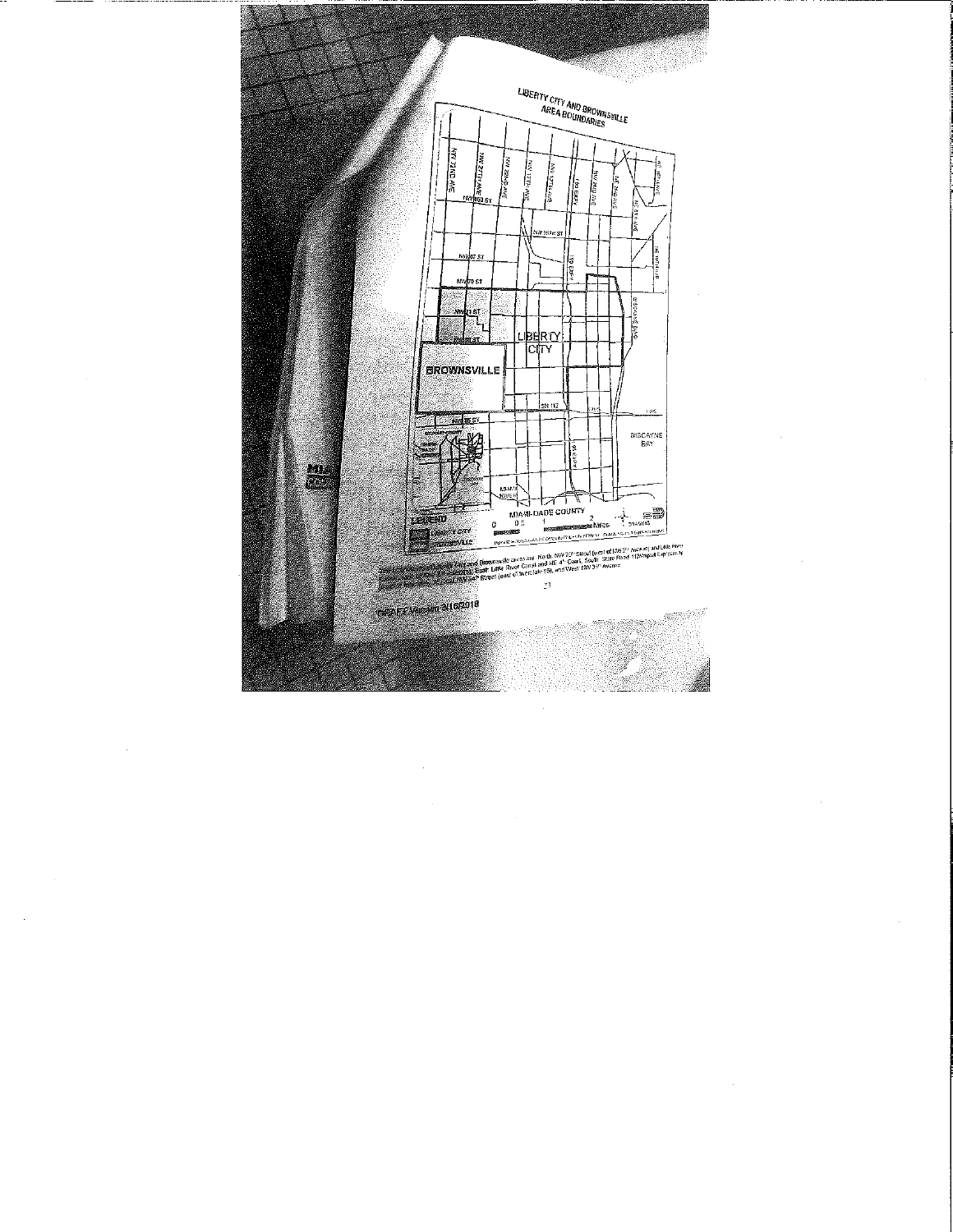LIBERTY CITY AND BROWNSVILLE AREA BOUNDARIES

NW 72ND AVE

NW 27TH AVE

NW 22ND AVE

NW 17TH AVE

NW 12TH AVE

NW 7TH AVE

I-95 EXPY

NW 2ND AVE

NE 2ND AVE

NE 6TH AVE

NE 10TH AVE

NW 103 ST

NW 95TH ST

NW 87 ST

NW 79 ST

NW 71 ST

NW 62 ST

LIBERTY CITY

BROWNSVILLE

BISCAYNE BLVD

SR 112

BISCAYNE BAY

MIAMI RIVER

MIAMI-DADE COUNTY

0 0.5 1 2 Miles

LEGEND

LIBERTY CITY

BROWNSVILLE

Boundaries of Liberty City and Brownsville areas are: North: NW 79th Street (west of NW 27th Avenue) and Little River Canal; East: Little River Canal and NE 4th Court; South: State Road 112/Airport Expressway and NW 36th Street (east of Interstate 95); and West: NW 37th Avenue

DRAFT Version 3/16/2018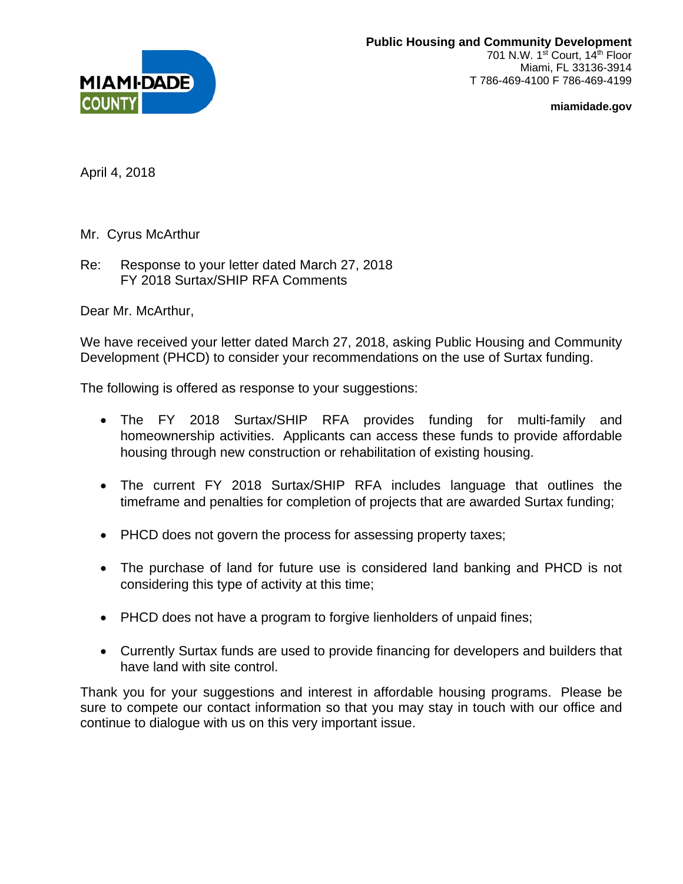**Public Housing and Community Development**
701 N.W. 1st Court, 14th Floor
Miami, FL 33136-3914
T 786-469-4100 F 786-469-4199

**miamidade.gov**

April 4, 2018

Mr. Cyrus McArthur

Re: Response to your letter dated March 27, 2018
FY 2018 Surtax/SHIP RFA Comments

Dear Mr. McArthur,

We have received your letter dated March 27, 2018, asking Public Housing and Community Development (PHCD) to consider your recommendations on the use of Surtax funding.

The following is offered as response to your suggestions:

- The FY 2018 Surtax/SHIP RFA provides funding for multi-family and homeownership activities. Applicants can access these funds to provide affordable housing through new construction or rehabilitation of existing housing.
- The current FY 2018 Surtax/SHIP RFA includes language that outlines the timeframe and penalties for completion of projects that are awarded Surtax funding;
- PHCD does not govern the process for assessing property taxes;
- The purchase of land for future use is considered land banking and PHCD is not considering this type of activity at this time;
- PHCD does not have a program to forgive lienholders of unpaid fines;
- Currently Surtax funds are used to provide financing for developers and builders that have land with site control.

Thank you for your suggestions and interest in affordable housing programs. Please be sure to compete our contact information so that you may stay in touch with our office and continue to dialogue with us on this very important issue.